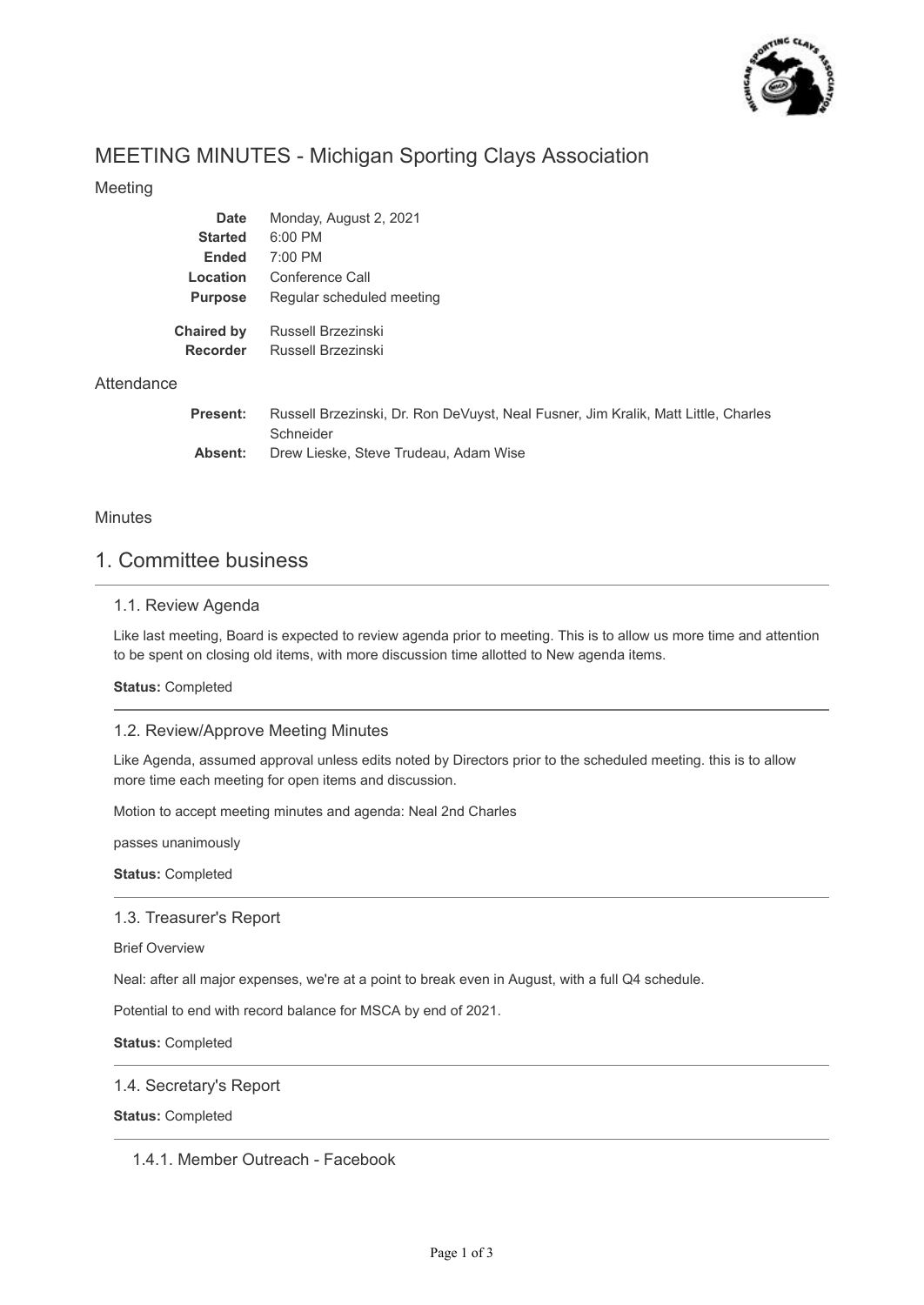# MEETING MINUTES - Michigan Sporting Clays Association

## Meeting

| | |
|---|---|
| **Date** | Monday, August 2, 2021 |
| **Started** | 6:00 PM |
| **Ended** | 7:00 PM |
| **Location** | Conference Call |
| **Purpose** | Regular scheduled meeting |
| **Chaired by** | Russell Brzezinski |
| **Recorder** | Russell Brzezinski |

## Attendance

| | |
|---|---|
| **Present:** | Russell Brzezinski, Dr. Ron DeVuyst, Neal Fusner, Jim Kralik, Matt Little, Charles Schneider |
| **Absent:** | Drew Lieske, Steve Trudeau, Adam Wise |

## Minutes

# 1. Committee business

### 1.1. Review Agenda

Like last meeting, Board is expected to review agenda prior to meeting. This is to allow us more time and attention to be spent on closing old items, with more discussion time allotted to New agenda items.

**Status:** Completed

### 1.2. Review/Approve Meeting Minutes

Like Agenda, assumed approval unless edits noted by Directors prior to the scheduled meeting. this is to allow more time each meeting for open items and discussion.

Motion to accept meeting minutes and agenda: Neal 2nd Charles

passes unanimously

**Status:** Completed

### 1.3. Treasurer's Report

Brief Overview

Neal: after all major expenses, we're at a point to break even in August, with a full Q4 schedule.

Potential to end with record balance for MSCA by end of 2021.

**Status:** Completed

### 1.4. Secretary's Report

**Status:** Completed

#### 1.4.1. Member Outreach - Facebook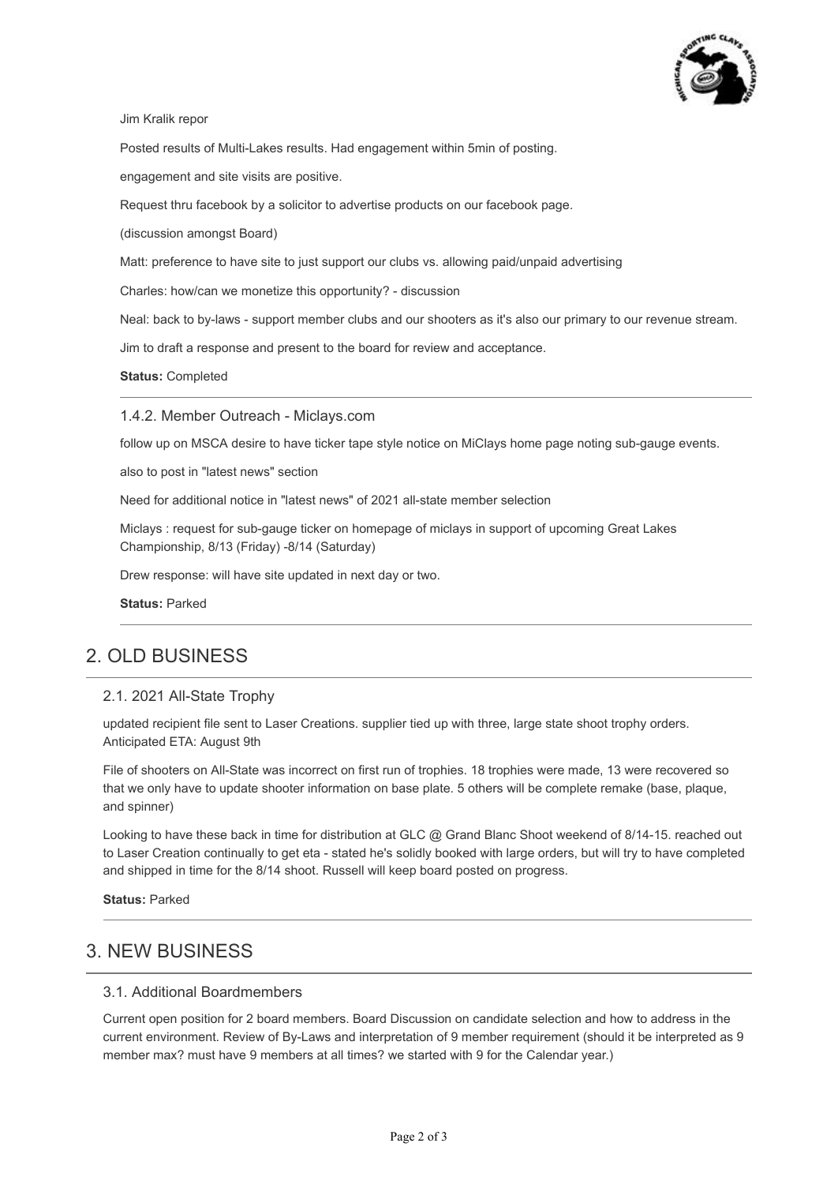Jim Kralik repor

Posted results of Multi-Lakes results. Had engagement within 5min of posting.

engagement and site visits are positive.

Request thru facebook by a solicitor to advertise products on our facebook page.

(discussion amongst Board)

Matt: preference to have site to just support our clubs vs. allowing paid/unpaid advertising

Charles: how/can we monetize this opportunity? - discussion

Neal: back to by-laws - support member clubs and our shooters as it's also our primary to our revenue stream.

Jim to draft a response and present to the board for review and acceptance.

**Status:** Completed

### 1.4.2. Member Outreach - Miclays.com

follow up on MSCA desire to have ticker tape style notice on MiClays home page noting sub-gauge events.

also to post in "latest news" section

Need for additional notice in "latest news" of 2021 all-state member selection

Miclays : request for sub-gauge ticker on homepage of miclays in support of upcoming Great Lakes Championship, 8/13 (Friday) -8/14 (Saturday)

Drew response: will have site updated in next day or two.

**Status:** Parked

## 2. OLD BUSINESS

### 2.1. 2021 All-State Trophy

updated recipient file sent to Laser Creations. supplier tied up with three, large state shoot trophy orders. Anticipated ETA: August 9th

File of shooters on All-State was incorrect on first run of trophies. 18 trophies were made, 13 were recovered so that we only have to update shooter information on base plate. 5 others will be complete remake (base, plaque, and spinner)

Looking to have these back in time for distribution at GLC @ Grand Blanc Shoot weekend of 8/14-15. reached out to Laser Creation continually to get eta - stated he's solidly booked with large orders, but will try to have completed and shipped in time for the 8/14 shoot. Russell will keep board posted on progress.

**Status:** Parked

## 3. NEW BUSINESS

### 3.1. Additional Boardmembers

Current open position for 2 board members. Board Discussion on candidate selection and how to address in the current environment. Review of By-Laws and interpretation of 9 member requirement (should it be interpreted as 9 member max? must have 9 members at all times? we started with 9 for the Calendar year.)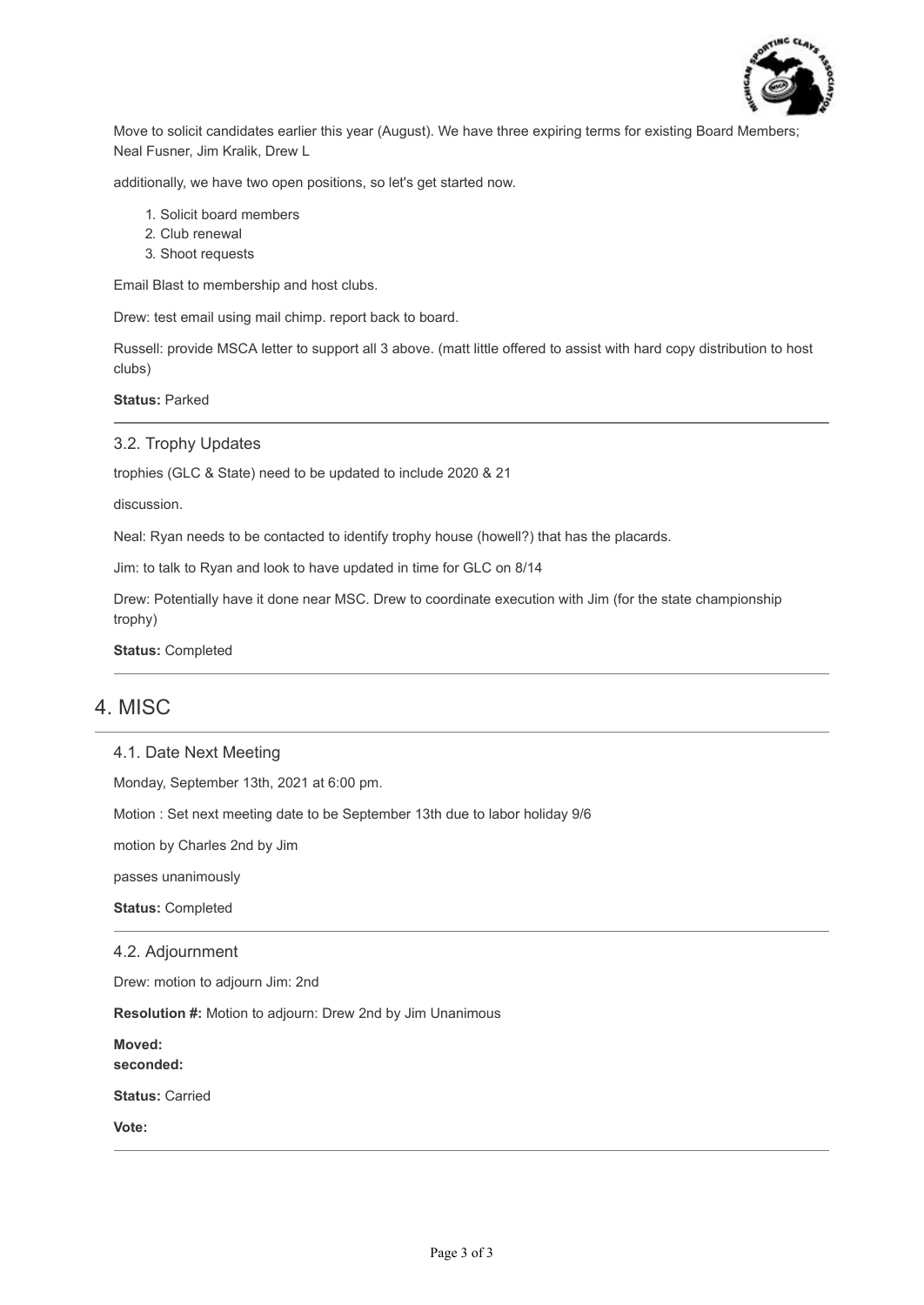Move to solicit candidates earlier this year (August). We have three expiring terms for existing Board Members; Neal Fusner, Jim Kralik, Drew L

additionally, we have two open positions, so let's get started now.

1. Solicit board members
2. Club renewal
3. Shoot requests

Email Blast to membership and host clubs.

Drew: test email using mail chimp. report back to board.

Russell: provide MSCA letter to support all 3 above. (matt little offered to assist with hard copy distribution to host clubs)

**Status:** Parked

---

### 3.2. Trophy Updates

trophies (GLC & State) need to be updated to include 2020 & 21

discussion.

Neal: Ryan needs to be contacted to identify trophy house (howell?) that has the placards.

Jim: to talk to Ryan and look to have updated in time for GLC on 8/14

Drew: Potentially have it done near MSC. Drew to coordinate execution with Jim (for the state championship trophy)

**Status:** Completed

---

## 4. MISC

### 4.1. Date Next Meeting

Monday, September 13th, 2021 at 6:00 pm.

Motion : Set next meeting date to be September 13th due to labor holiday 9/6

motion by Charles 2nd by Jim

passes unanimously

**Status:** Completed

---

### 4.2. Adjournment

Drew: motion to adjourn Jim: 2nd

**Resolution #:** Motion to adjourn: Drew 2nd by Jim Unanimous

**Moved:**
**seconded:**

**Status:** Carried

**Vote:**